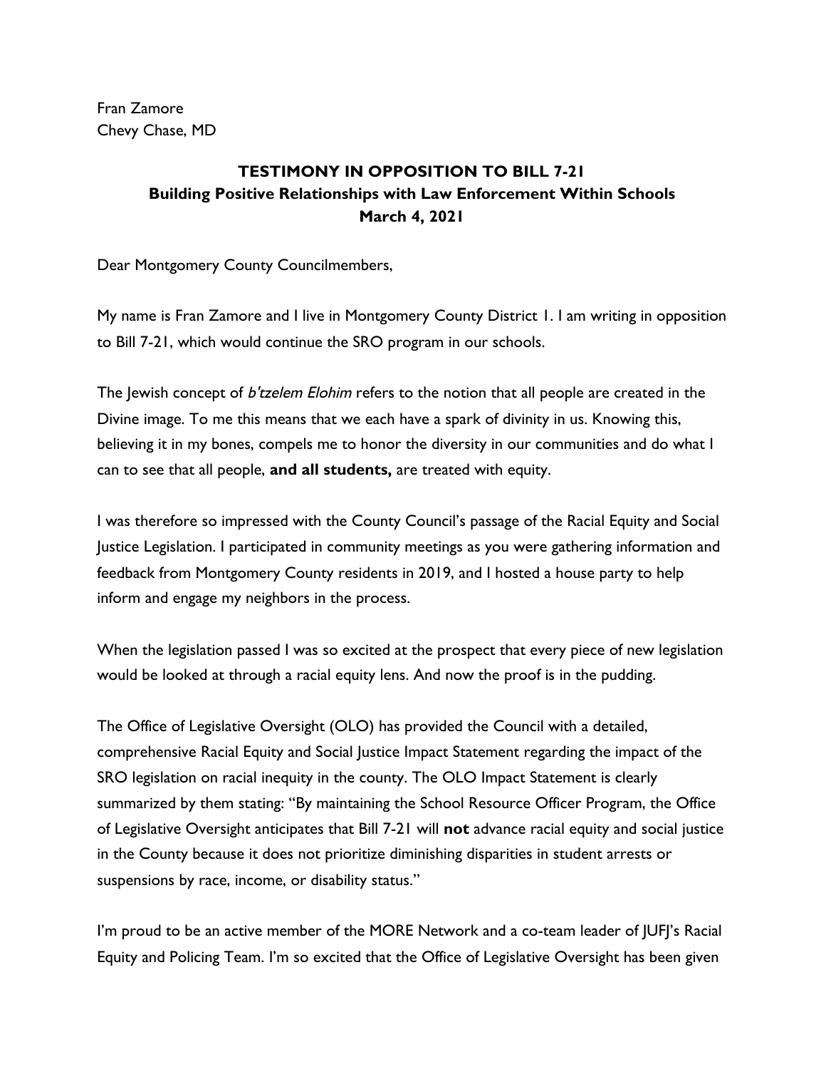Fran Zamore
Chevy Chase, MD

## TESTIMONY IN OPPOSITION TO BILL 7-21
### Building Positive Relationships with Law Enforcement Within Schools
### March 4, 2021

Dear Montgomery County Councilmembers,

My name is Fran Zamore and I live in Montgomery County District 1. I am writing in opposition to Bill 7-21, which would continue the SRO program in our schools.

The Jewish concept of *b'tzelem Elohim* refers to the notion that all people are created in the Divine image. To me this means that we each have a spark of divinity in us. Knowing this, believing it in my bones, compels me to honor the diversity in our communities and do what I can to see that all people, **and all students,** are treated with equity.

I was therefore so impressed with the County Council's passage of the Racial Equity and Social Justice Legislation. I participated in community meetings as you were gathering information and feedback from Montgomery County residents in 2019, and I hosted a house party to help inform and engage my neighbors in the process.

When the legislation passed I was so excited at the prospect that every piece of new legislation would be looked at through a racial equity lens. And now the proof is in the pudding.

The Office of Legislative Oversight (OLO) has provided the Council with a detailed, comprehensive Racial Equity and Social Justice Impact Statement regarding the impact of the SRO legislation on racial inequity in the county. The OLO Impact Statement is clearly summarized by them stating: "By maintaining the School Resource Officer Program, the Office of Legislative Oversight anticipates that Bill 7-21 will **not** advance racial equity and social justice in the County because it does not prioritize diminishing disparities in student arrests or suspensions by race, income, or disability status."

I'm proud to be an active member of the MORE Network and a co-team leader of JUFJ's Racial Equity and Policing Team. I'm so excited that the Office of Legislative Oversight has been given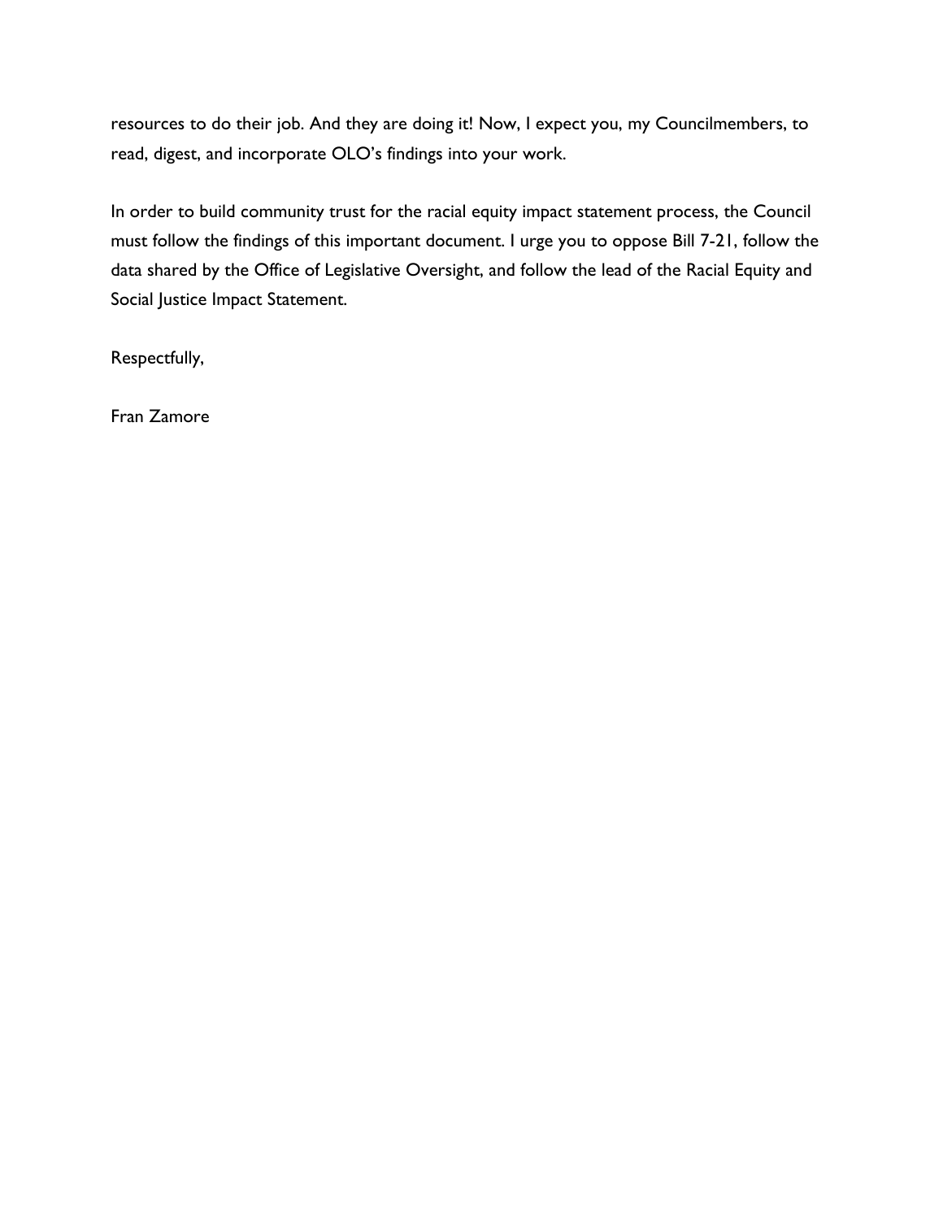resources to do their job. And they are doing it! Now, I expect you, my Councilmembers, to read, digest, and incorporate OLO's findings into your work.

In order to build community trust for the racial equity impact statement process, the Council must follow the findings of this important document. I urge you to oppose Bill 7-21, follow the data shared by the Office of Legislative Oversight, and follow the lead of the Racial Equity and Social Justice Impact Statement.

Respectfully,

Fran Zamore